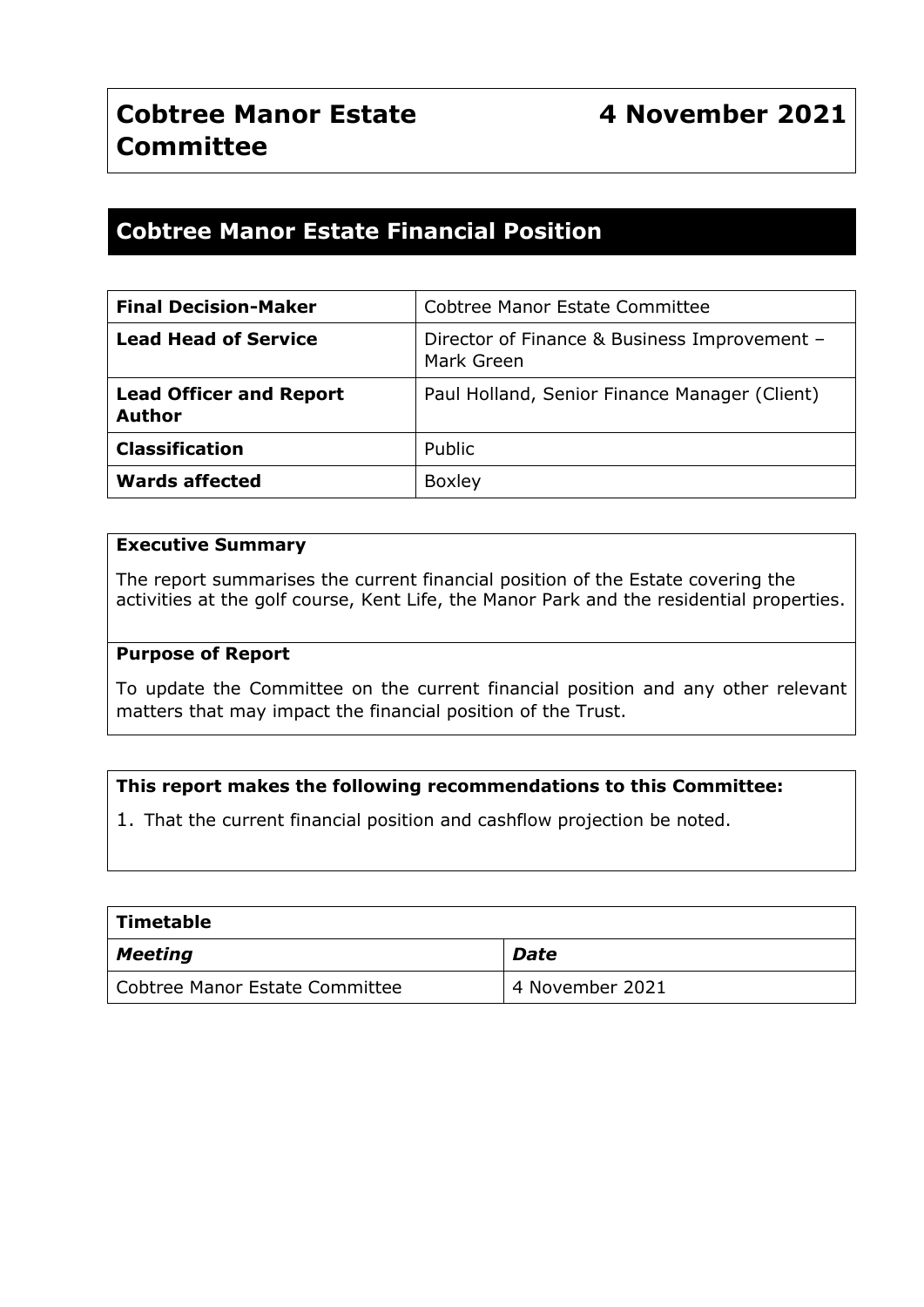# Cobtree Manor Estate Committee

**4 November 2021**

## Cobtree Manor Estate Financial Position

| | |
|---|---|
| **Final Decision-Maker** | Cobtree Manor Estate Committee |
| **Lead Head of Service** | Director of Finance & Business Improvement – Mark Green |
| **Lead Officer and Report Author** | Paul Holland, Senior Finance Manager (Client) |
| **Classification** | Public |
| **Wards affected** | Boxley |

**Executive Summary**

The report summarises the current financial position of the Estate covering the activities at the golf course, Kent Life, the Manor Park and the residential properties.

**Purpose of Report**

To update the Committee on the current financial position and any other relevant matters that may impact the financial position of the Trust.

**This report makes the following recommendations to this Committee:**

1. That the current financial position and cashflow projection be noted.

| **Timetable** | |
|---|---|
| ***Meeting*** | ***Date*** |
| Cobtree Manor Estate Committee | 4 November 2021 |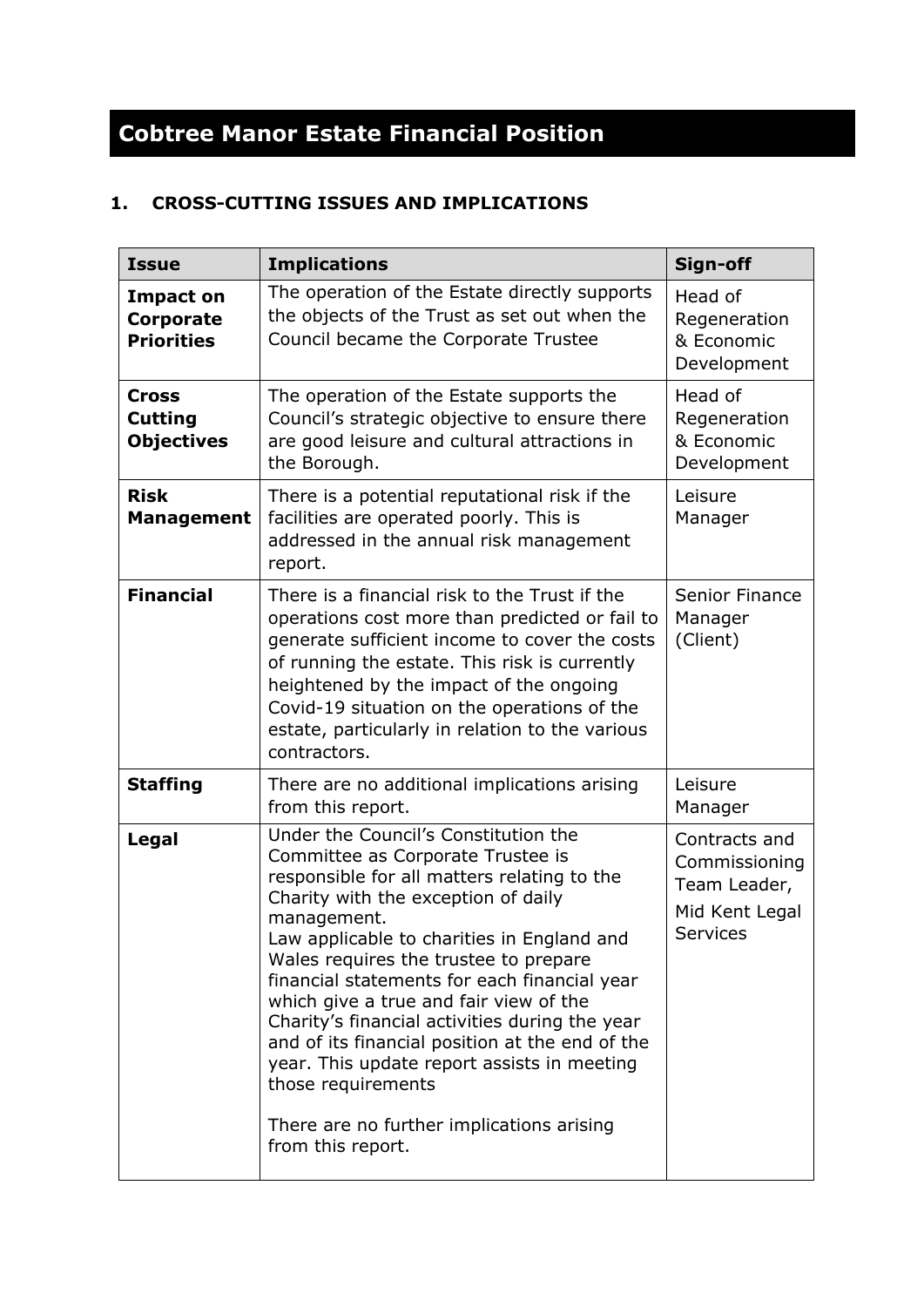# Cobtree Manor Estate Financial Position

## 1. CROSS-CUTTING ISSUES AND IMPLICATIONS

| Issue | Implications | Sign-off |
|---|---|---|
| **Impact on Corporate Priorities** | The operation of the Estate directly supports the objects of the Trust as set out when the Council became the Corporate Trustee | Head of Regeneration & Economic Development |
| **Cross Cutting Objectives** | The operation of the Estate supports the Council's strategic objective to ensure there are good leisure and cultural attractions in the Borough. | Head of Regeneration & Economic Development |
| **Risk Management** | There is a potential reputational risk if the facilities are operated poorly. This is addressed in the annual risk management report. | Leisure Manager |
| **Financial** | There is a financial risk to the Trust if the operations cost more than predicted or fail to generate sufficient income to cover the costs of running the estate. This risk is currently heightened by the impact of the ongoing Covid-19 situation on the operations of the estate, particularly in relation to the various contractors. | Senior Finance Manager (Client) |
| **Staffing** | There are no additional implications arising from this report. | Leisure Manager |
| **Legal** | Under the Council's Constitution the Committee as Corporate Trustee is responsible for all matters relating to the Charity with the exception of daily management. Law applicable to charities in England and Wales requires the trustee to prepare financial statements for each financial year which give a true and fair view of the Charity's financial activities during the year and of its financial position at the end of the year. This update report assists in meeting those requirements<br><br>There are no further implications arising from this report. | Contracts and Commissioning Team Leader, Mid Kent Legal Services |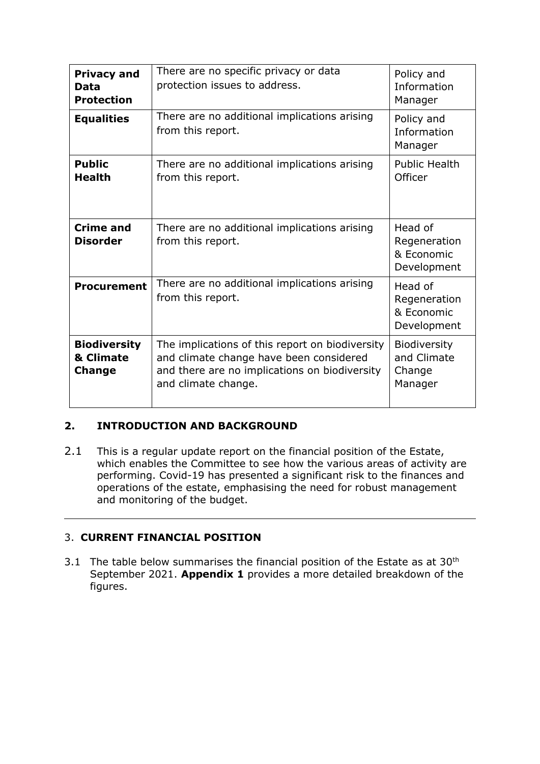| **Privacy and Data Protection** | There are no specific privacy or data protection issues to address. | Policy and Information Manager |
|---|---|---|
| **Equalities** | There are no additional implications arising from this report. | Policy and Information Manager |
| **Public Health** | There are no additional implications arising from this report. | Public Health Officer |
| **Crime and Disorder** | There are no additional implications arising from this report. | Head of Regeneration & Economic Development |
| **Procurement** | There are no additional implications arising from this report. | Head of Regeneration & Economic Development |
| **Biodiversity & Climate Change** | The implications of this report on biodiversity and climate change have been considered and there are no implications on biodiversity and climate change. | Biodiversity and Climate Change Manager |

## 2. INTRODUCTION AND BACKGROUND

2.1 This is a regular update report on the financial position of the Estate, which enables the Committee to see how the various areas of activity are performing. Covid-19 has presented a significant risk to the finances and operations of the estate, emphasising the need for robust management and monitoring of the budget.

---

## 3. CURRENT FINANCIAL POSITION

3.1 The table below summarises the financial position of the Estate as at 30th September 2021. **Appendix 1** provides a more detailed breakdown of the figures.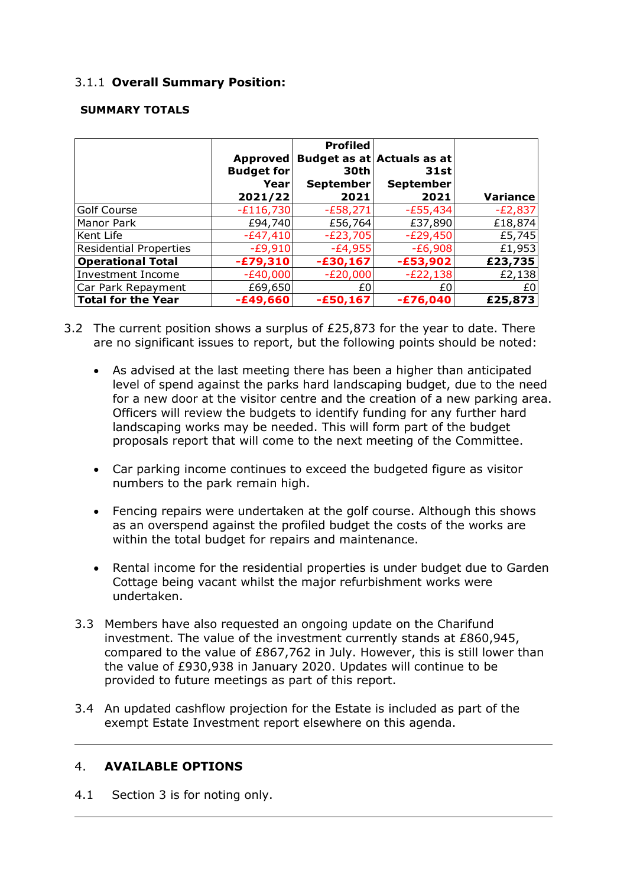### 3.1.1 **Overall Summary Position:**

**SUMMARY TOTALS**

| | Approved Budget for Year 2021/22 | Profiled Budget as at 30th September 2021 | Actuals as at 31st September 2021 | Variance |
|---|---|---|---|---|
| Golf Course | -£116,730 | -£58,271 | -£55,434 | -£2,837 |
| Manor Park | £94,740 | £56,764 | £37,890 | £18,874 |
| Kent Life | -£47,410 | -£23,705 | -£29,450 | £5,745 |
| Residential Properties | -£9,910 | -£4,955 | -£6,908 | £1,953 |
| **Operational Total** | **-£79,310** | **-£30,167** | **-£53,902** | **£23,735** |
| Investment Income | -£40,000 | -£20,000 | -£22,138 | £2,138 |
| Car Park Repayment | £69,650 | £0 | £0 | £0 |
| **Total for the Year** | **-£49,660** | **-£50,167** | **-£76,040** | **£25,873** |

3.2 The current position shows a surplus of £25,873 for the year to date. There are no significant issues to report, but the following points should be noted:

- As advised at the last meeting there has been a higher than anticipated level of spend against the parks hard landscaping budget, due to the need for a new door at the visitor centre and the creation of a new parking area. Officers will review the budgets to identify funding for any further hard landscaping works may be needed. This will form part of the budget proposals report that will come to the next meeting of the Committee.

- Car parking income continues to exceed the budgeted figure as visitor numbers to the park remain high.

- Fencing repairs were undertaken at the golf course. Although this shows as an overspend against the profiled budget the costs of the works are within the total budget for repairs and maintenance.

- Rental income for the residential properties is under budget due to Garden Cottage being vacant whilst the major refurbishment works were undertaken.

3.3 Members have also requested an ongoing update on the Charifund investment. The value of the investment currently stands at £860,945, compared to the value of £867,762 in July. However, this is still lower than the value of £930,938 in January 2020. Updates will continue to be provided to future meetings as part of this report.

3.4 An updated cashflow projection for the Estate is included as part of the exempt Estate Investment report elsewhere on this agenda.

---

## 4. **AVAILABLE OPTIONS**

4.1 Section 3 is for noting only.

---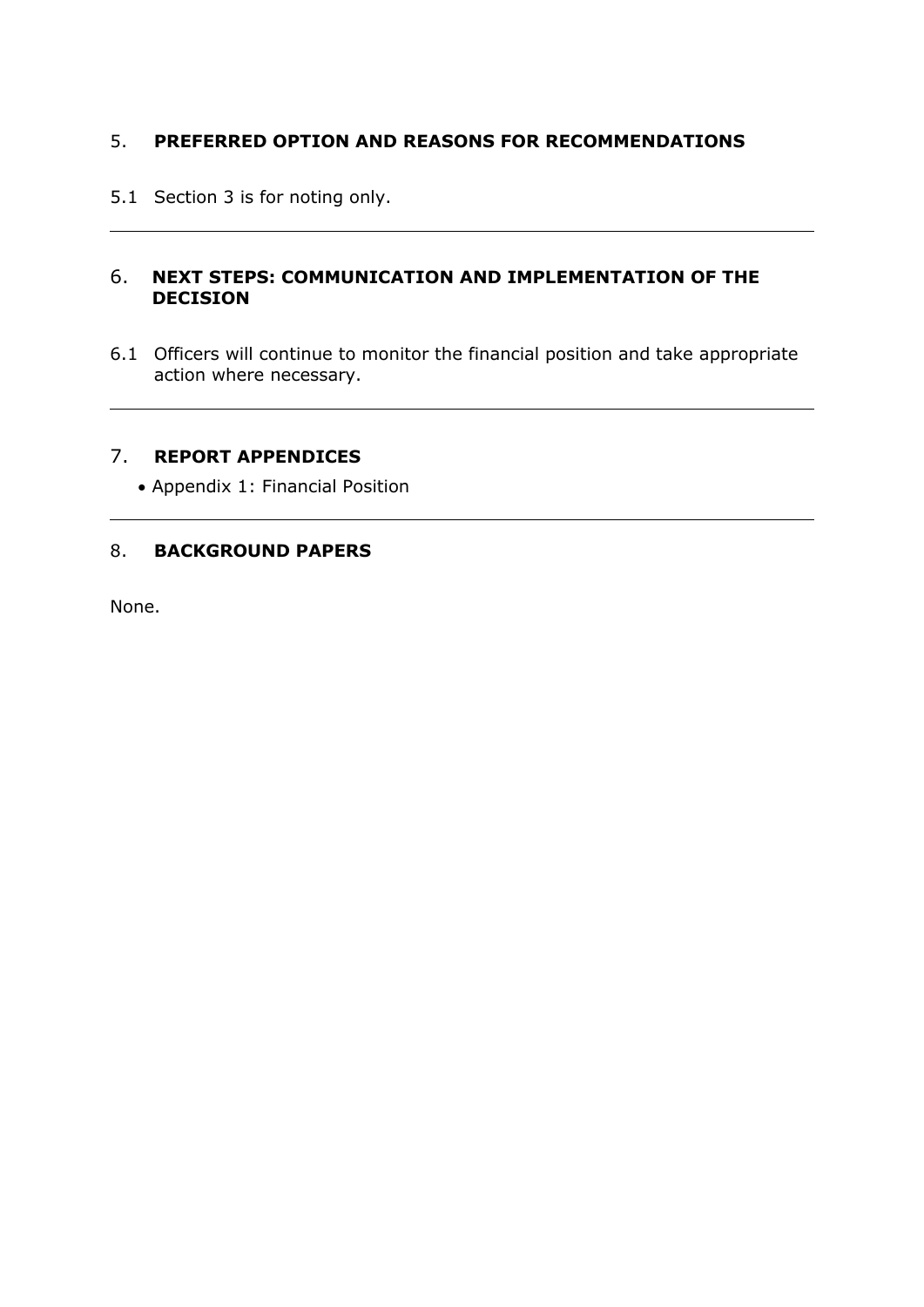## 5. PREFERRED OPTION AND REASONS FOR RECOMMENDATIONS

5.1 Section 3 is for noting only.

---

## 6. NEXT STEPS: COMMUNICATION AND IMPLEMENTATION OF THE DECISION

6.1 Officers will continue to monitor the financial position and take appropriate action where necessary.

---

## 7. REPORT APPENDICES

- Appendix 1: Financial Position

---

## 8. BACKGROUND PAPERS

None.